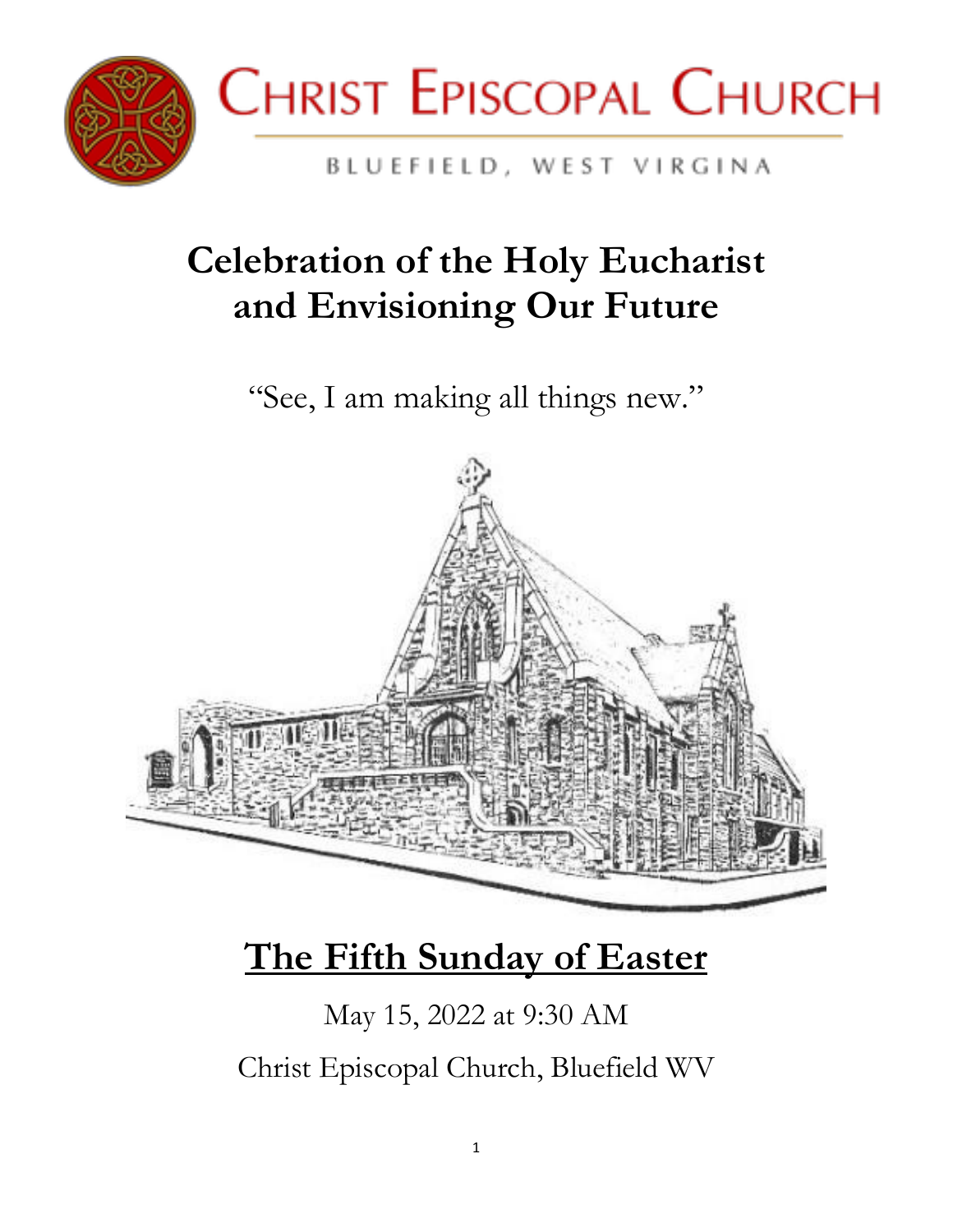# CHRIST EPISCOPAL CHURCH

BLUEFIELD, WEST VIRGINIA

# Celebration of the Holy Eucharist and Envisioning Our Future

"See, I am making all things new."

## The Fifth Sunday of Easter

May 15, 2022 at 9:30 AM

Christ Episcopal Church, Bluefield WV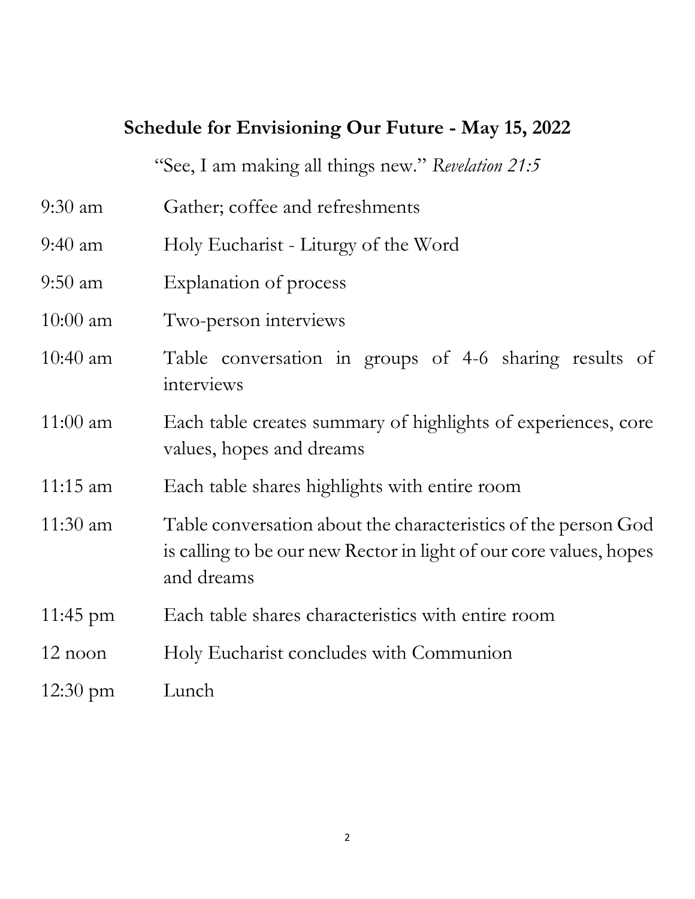## Schedule for Envisioning Our Future - May 15, 2022

"See, I am making all things new." *Revelation 21:5*

| | |
|---|---|
| 9:30 am | Gather; coffee and refreshments |
| 9:40 am | Holy Eucharist - Liturgy of the Word |
| 9:50 am | Explanation of process |
| 10:00 am | Two-person interviews |
| 10:40 am | Table conversation in groups of 4-6 sharing results of interviews |
| 11:00 am | Each table creates summary of highlights of experiences, core values, hopes and dreams |
| 11:15 am | Each table shares highlights with entire room |
| 11:30 am | Table conversation about the characteristics of the person God is calling to be our new Rector in light of our core values, hopes and dreams |
| 11:45 pm | Each table shares characteristics with entire room |
| 12 noon | Holy Eucharist concludes with Communion |
| 12:30 pm | Lunch |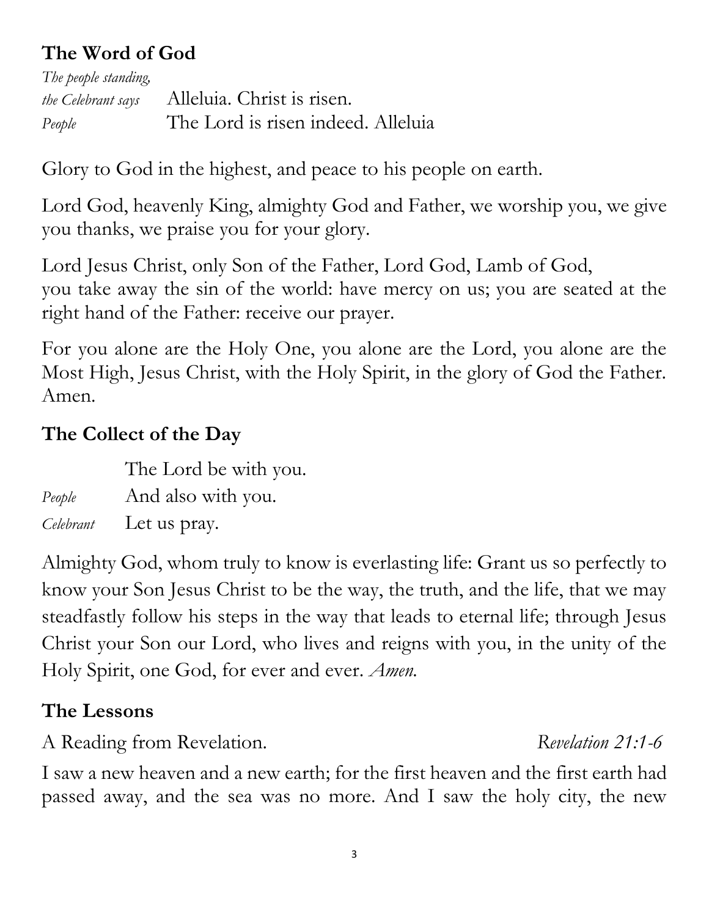## The Word of God

*The people standing, the Celebrant says* Alleluia. Christ is risen.

*People* The Lord is risen indeed. Alleluia

Glory to God in the highest, and peace to his people on earth.

Lord God, heavenly King, almighty God and Father, we worship you, we give you thanks, we praise you for your glory.

Lord Jesus Christ, only Son of the Father, Lord God, Lamb of God, you take away the sin of the world: have mercy on us; you are seated at the right hand of the Father: receive our prayer.

For you alone are the Holy One, you alone are the Lord, you alone are the Most High, Jesus Christ, with the Holy Spirit, in the glory of God the Father. Amen.

## The Collect of the Day

The Lord be with you.

*People* And also with you.

*Celebrant* Let us pray.

Almighty God, whom truly to know is everlasting life: Grant us so perfectly to know your Son Jesus Christ to be the way, the truth, and the life, that we may steadfastly follow his steps in the way that leads to eternal life; through Jesus Christ your Son our Lord, who lives and reigns with you, in the unity of the Holy Spirit, one God, for ever and ever. *Amen.*

## The Lessons

A Reading from Revelation. *Revelation 21:1-6*

I saw a new heaven and a new earth; for the first heaven and the first earth had passed away, and the sea was no more. And I saw the holy city, the new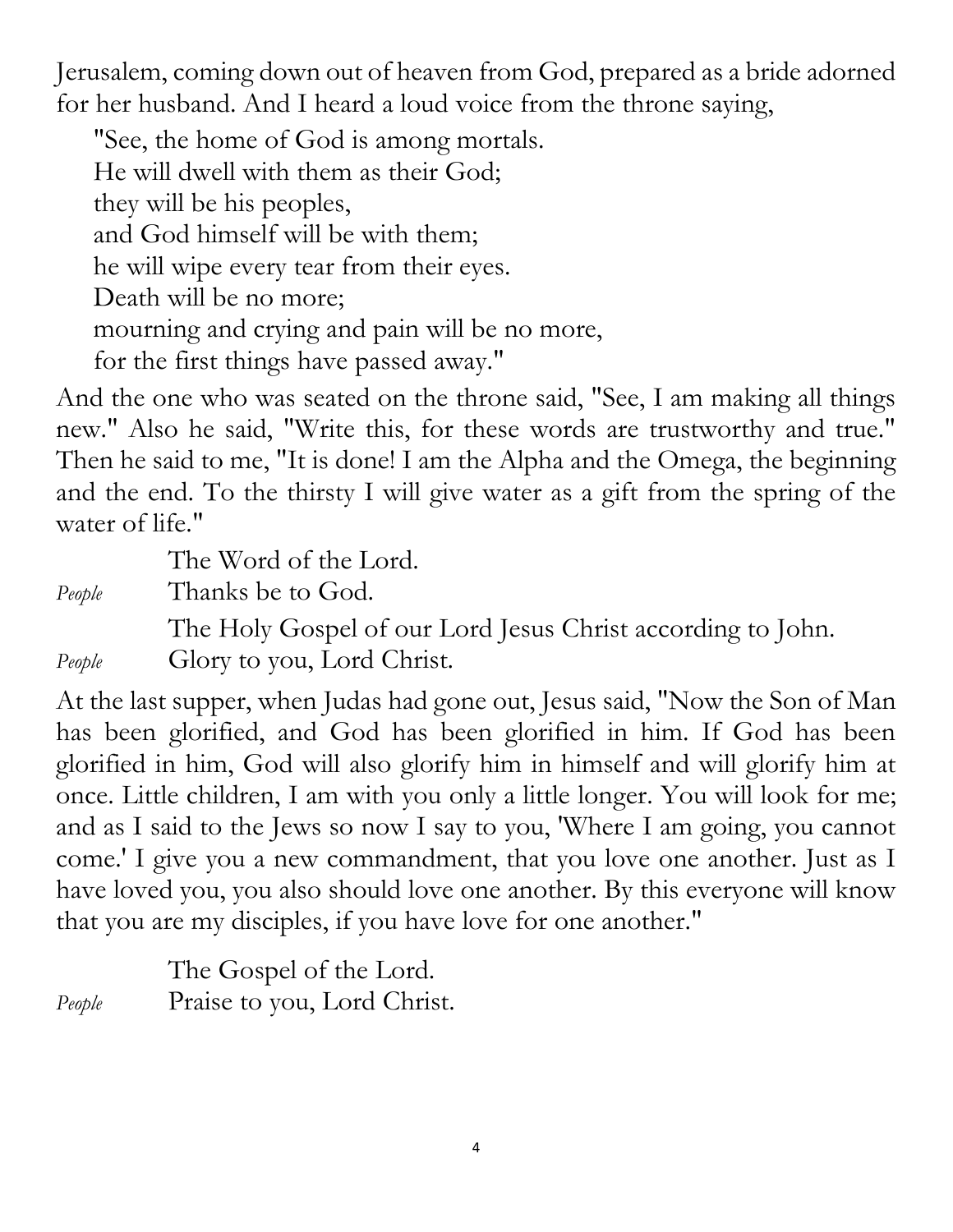Jerusalem, coming down out of heaven from God, prepared as a bride adorned for her husband. And I heard a loud voice from the throne saying,

"See, the home of God is among mortals.  
He will dwell with them as their God;  
they will be his peoples,  
and God himself will be with them;  
he will wipe every tear from their eyes.  
Death will be no more;  
mourning and crying and pain will be no more,  
for the first things have passed away."

And the one who was seated on the throne said, "See, I am making all things new." Also he said, "Write this, for these words are trustworthy and true." Then he said to me, "It is done! I am the Alpha and the Omega, the beginning and the end. To the thirsty I will give water as a gift from the spring of the water of life."

The Word of the Lord.  
*People* Thanks be to God.

The Holy Gospel of our Lord Jesus Christ according to John.  
*People* Glory to you, Lord Christ.

At the last supper, when Judas had gone out, Jesus said, "Now the Son of Man has been glorified, and God has been glorified in him. If God has been glorified in him, God will also glorify him in himself and will glorify him at once. Little children, I am with you only a little longer. You will look for me; and as I said to the Jews so now I say to you, 'Where I am going, you cannot come.' I give you a new commandment, that you love one another. Just as I have loved you, you also should love one another. By this everyone will know that you are my disciples, if you have love for one another."

The Gospel of the Lord.  
*People* Praise to you, Lord Christ.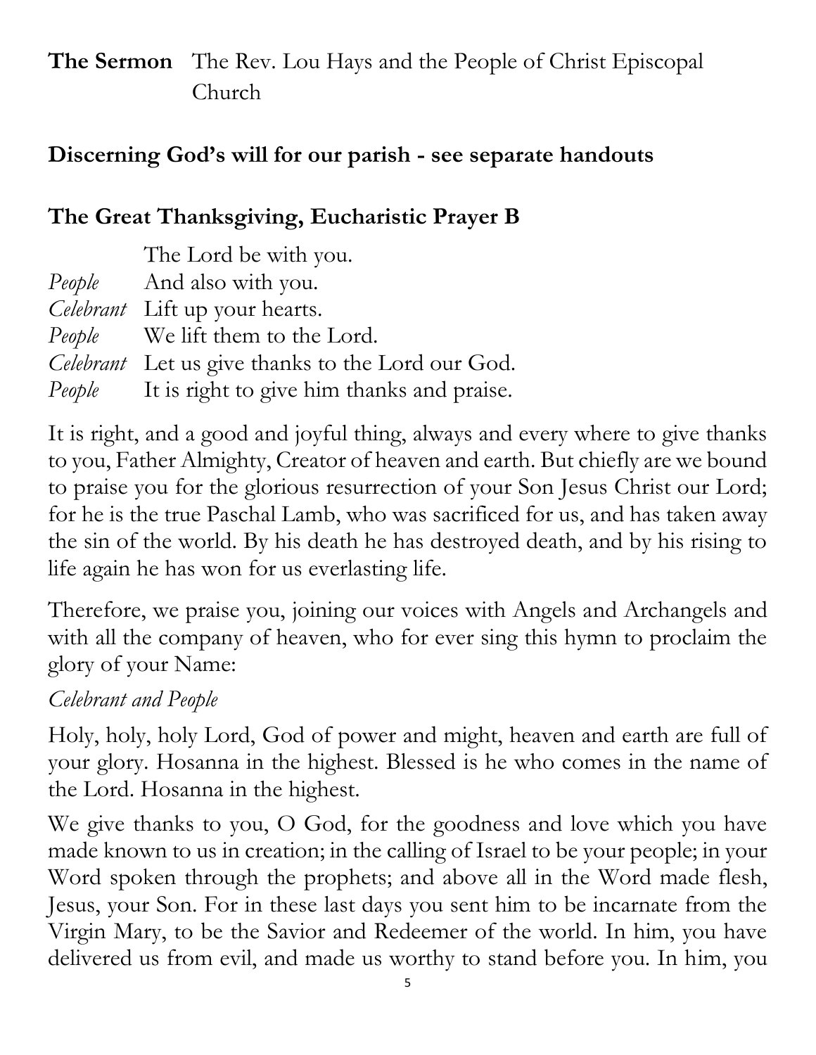**The Sermon** The Rev. Lou Hays and the People of Christ Episcopal Church

**Discerning God's will for our parish - see separate handouts**

**The Great Thanksgiving, Eucharistic Prayer B**

The Lord be with you.
*People* And also with you.
*Celebrant* Lift up your hearts.
*People* We lift them to the Lord.
*Celebrant* Let us give thanks to the Lord our God.
*People* It is right to give him thanks and praise.

It is right, and a good and joyful thing, always and every where to give thanks to you, Father Almighty, Creator of heaven and earth. But chiefly are we bound to praise you for the glorious resurrection of your Son Jesus Christ our Lord; for he is the true Paschal Lamb, who was sacrificed for us, and has taken away the sin of the world. By his death he has destroyed death, and by his rising to life again he has won for us everlasting life.

Therefore, we praise you, joining our voices with Angels and Archangels and with all the company of heaven, who for ever sing this hymn to proclaim the glory of your Name:

*Celebrant and People*

Holy, holy, holy Lord, God of power and might, heaven and earth are full of your glory. Hosanna in the highest. Blessed is he who comes in the name of the Lord. Hosanna in the highest.

We give thanks to you, O God, for the goodness and love which you have made known to us in creation; in the calling of Israel to be your people; in your Word spoken through the prophets; and above all in the Word made flesh, Jesus, your Son. For in these last days you sent him to be incarnate from the Virgin Mary, to be the Savior and Redeemer of the world. In him, you have delivered us from evil, and made us worthy to stand before you. In him, you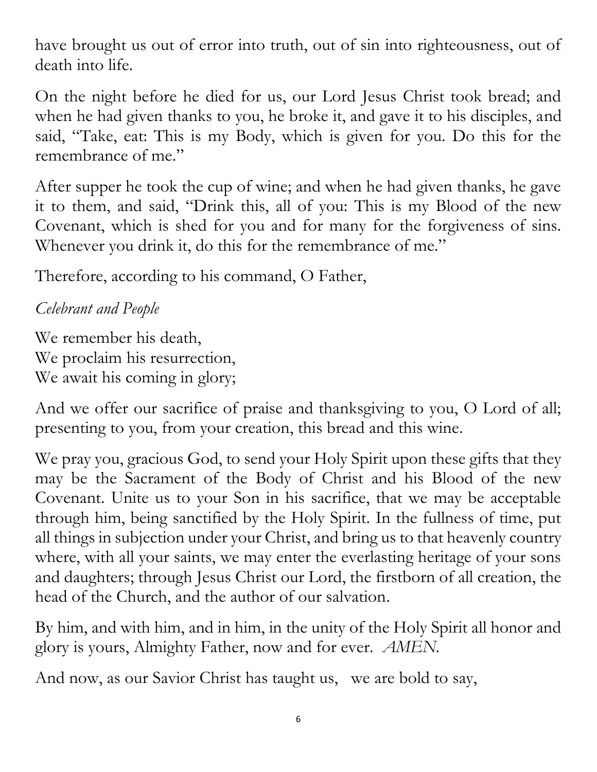have brought us out of error into truth, out of sin into righteousness, out of death into life.

On the night before he died for us, our Lord Jesus Christ took bread; and when he had given thanks to you, he broke it, and gave it to his disciples, and said, "Take, eat: This is my Body, which is given for you. Do this for the remembrance of me."

After supper he took the cup of wine; and when he had given thanks, he gave it to them, and said, "Drink this, all of you: This is my Blood of the new Covenant, which is shed for you and for many for the forgiveness of sins. Whenever you drink it, do this for the remembrance of me."

Therefore, according to his command, O Father,

*Celebrant and People*

We remember his death,  
We proclaim his resurrection,  
We await his coming in glory;

And we offer our sacrifice of praise and thanksgiving to you, O Lord of all; presenting to you, from your creation, this bread and this wine.

We pray you, gracious God, to send your Holy Spirit upon these gifts that they may be the Sacrament of the Body of Christ and his Blood of the new Covenant. Unite us to your Son in his sacrifice, that we may be acceptable through him, being sanctified by the Holy Spirit. In the fullness of time, put all things in subjection under your Christ, and bring us to that heavenly country where, with all your saints, we may enter the everlasting heritage of your sons and daughters; through Jesus Christ our Lord, the firstborn of all creation, the head of the Church, and the author of our salvation.

By him, and with him, and in him, in the unity of the Holy Spirit all honor and glory is yours, Almighty Father, now and for ever. *AMEN.*

And now, as our Savior Christ has taught us, we are bold to say,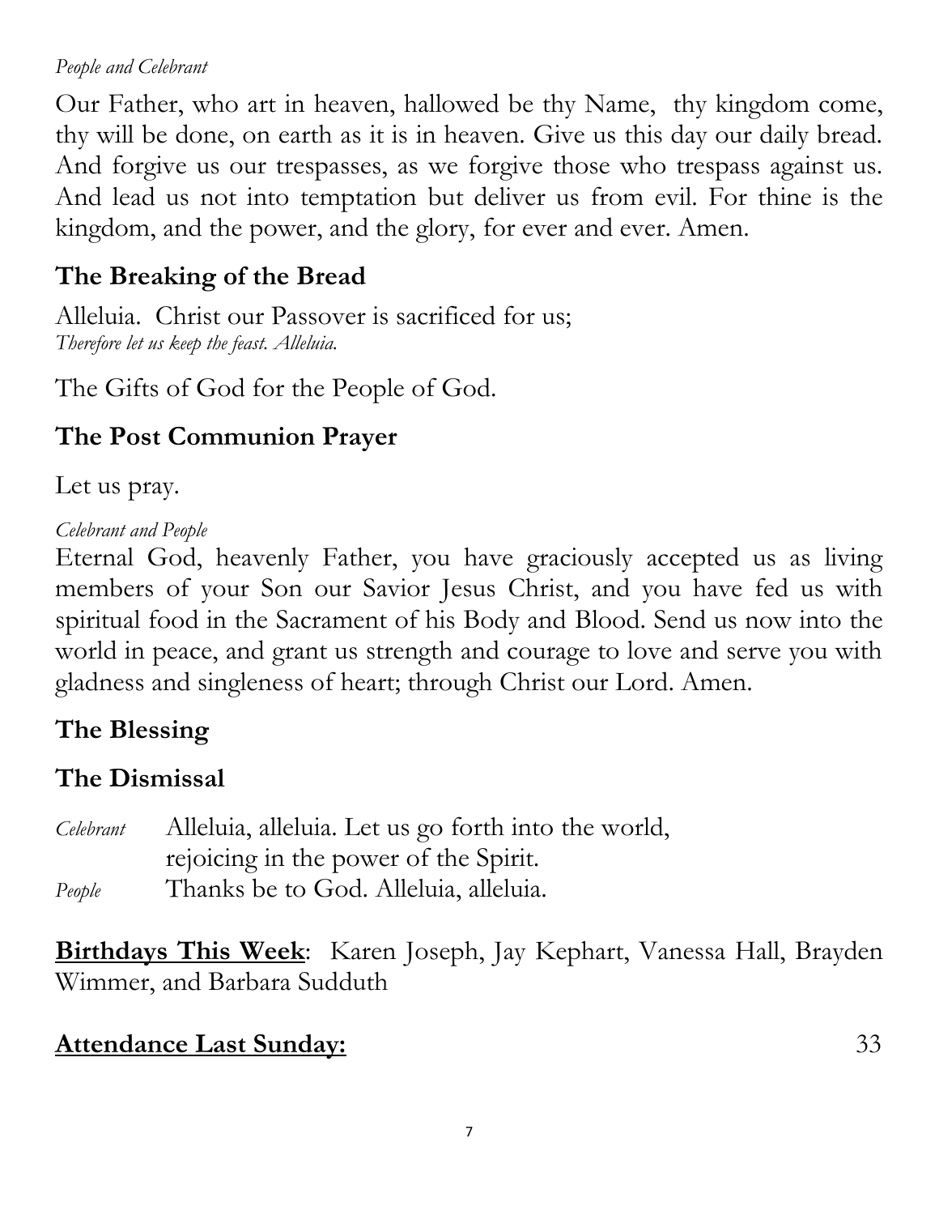*People and Celebrant*

Our Father, who art in heaven, hallowed be thy Name, thy kingdom come, thy will be done, on earth as it is in heaven. Give us this day our daily bread. And forgive us our trespasses, as we forgive those who trespass against us. And lead us not into temptation but deliver us from evil. For thine is the kingdom, and the power, and the glory, for ever and ever. Amen.

## The Breaking of the Bread

Alleluia. Christ our Passover is sacrificed for us;
*Therefore let us keep the feast. Alleluia.*

The Gifts of God for the People of God.

## The Post Communion Prayer

Let us pray.

*Celebrant and People*
Eternal God, heavenly Father, you have graciously accepted us as living members of your Son our Savior Jesus Christ, and you have fed us with spiritual food in the Sacrament of his Body and Blood. Send us now into the world in peace, and grant us strength and courage to love and serve you with gladness and singleness of heart; through Christ our Lord. Amen.

## The Blessing

## The Dismissal

*Celebrant* Alleluia, alleluia. Let us go forth into the world, rejoicing in the power of the Spirit.
*People* Thanks be to God. Alleluia, alleluia.

**Birthdays This Week**: Karen Joseph, Jay Kephart, Vanessa Hall, Brayden Wimmer, and Barbara Sudduth

**Attendance Last Sunday:** 33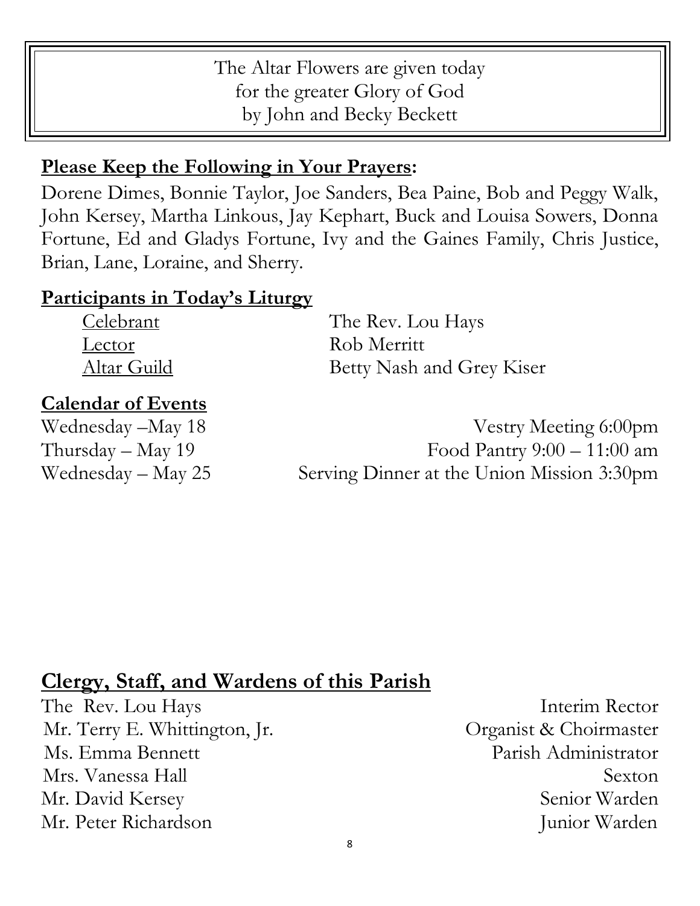The Altar Flowers are given today
for the greater Glory of God
by John and Becky Beckett

**Please Keep the Following in Your Prayers:**

Dorene Dimes, Bonnie Taylor, Joe Sanders, Bea Paine, Bob and Peggy Walk, John Kersey, Martha Linkous, Jay Kephart, Buck and Louisa Sowers, Donna Fortune, Ed and Gladys Fortune, Ivy and the Gaines Family, Chris Justice, Brian, Lane, Loraine, and Sherry.

**Participants in Today's Liturgy**

| | |
|---|---|
| Celebrant | The Rev. Lou Hays |
| Lector | Rob Merritt |
| Altar Guild | Betty Nash and Grey Kiser |

**Calendar of Events**

| | |
|---|---|
| Wednesday –May 18 | Vestry Meeting 6:00pm |
| Thursday – May 19 | Food Pantry 9:00 – 11:00 am |
| Wednesday – May 25 | Serving Dinner at the Union Mission 3:30pm |

## Clergy, Staff, and Wardens of this Parish

| | |
|---|---|
| The Rev. Lou Hays | Interim Rector |
| Mr. Terry E. Whittington, Jr. | Organist & Choirmaster |
| Ms. Emma Bennett | Parish Administrator |
| Mrs. Vanessa Hall | Sexton |
| Mr. David Kersey | Senior Warden |
| Mr. Peter Richardson | Junior Warden |